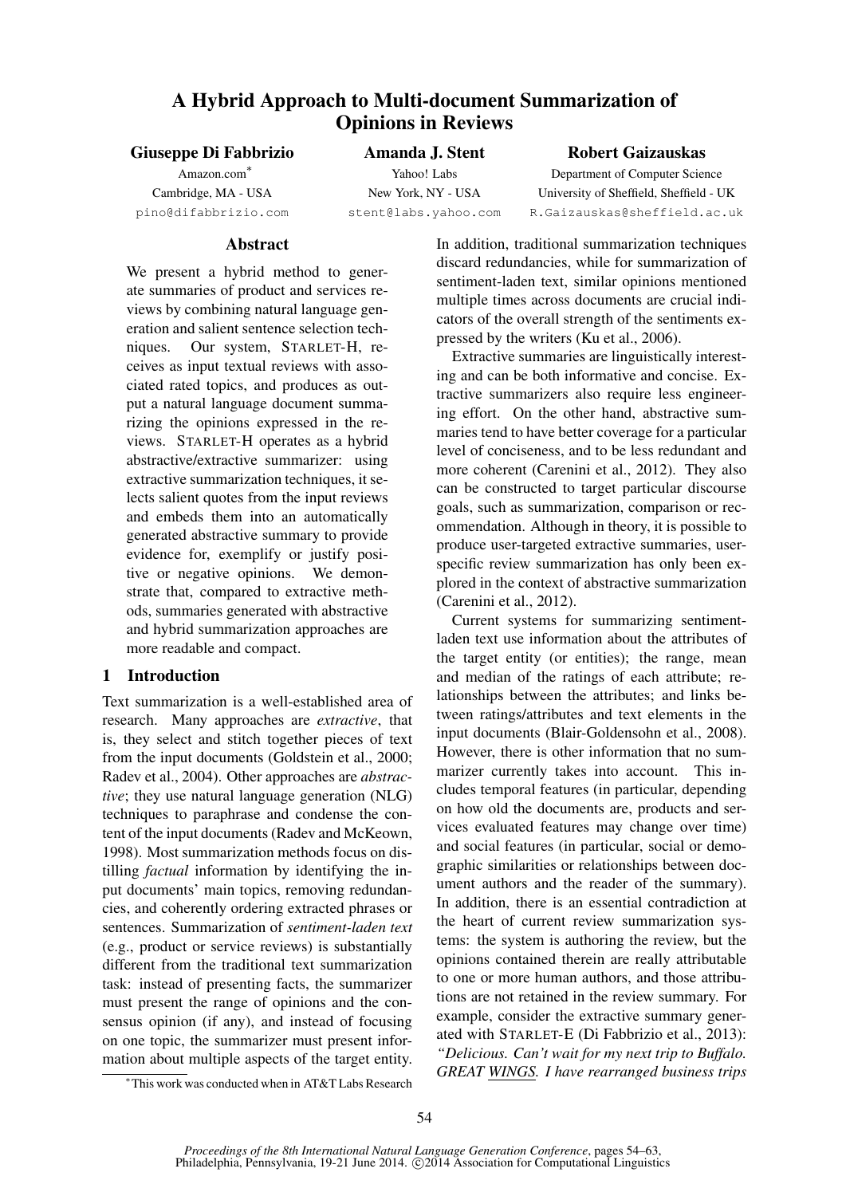# A Hybrid Approach to Multi-document Summarization of Opinions in Reviews

**Giuseppe Di Fabbrizio**
Amazon.com*
Cambridge, MA - USA
pino@difabbrizio.com

**Amanda J. Stent**
Yahoo! Labs
New York, NY - USA
stent@labs.yahoo.com

**Robert Gaizauskas**
Department of Computer Science
University of Sheffield, Sheffield - UK
R.Gaizauskas@sheffield.ac.uk

## Abstract

We present a hybrid method to generate summaries of product and services reviews by combining natural language generation and salient sentence selection techniques. Our system, STARLET-H, receives as input textual reviews with associated rated topics, and produces as output a natural language document summarizing the opinions expressed in the reviews. STARLET-H operates as a hybrid abstractive/extractive summarizer: using extractive summarization techniques, it selects salient quotes from the input reviews and embeds them into an automatically generated abstractive summary to provide evidence for, exemplify or justify positive or negative opinions. We demonstrate that, compared to extractive methods, summaries generated with abstractive and hybrid summarization approaches are more readable and compact.

## 1 Introduction

Text summarization is a well-established area of research. Many approaches are *extractive*, that is, they select and stitch together pieces of text from the input documents (Goldstein et al., 2000; Radev et al., 2004). Other approaches are *abstractive*; they use natural language generation (NLG) techniques to paraphrase and condense the content of the input documents (Radev and McKeown, 1998). Most summarization methods focus on distilling *factual* information by identifying the input documents' main topics, removing redundancies, and coherently ordering extracted phrases or sentences. Summarization of *sentiment-laden text* (e.g., product or service reviews) is substantially different from the traditional text summarization task: instead of presenting facts, the summarizer must present the range of opinions and the consensus opinion (if any), and instead of focusing on one topic, the summarizer must present information about multiple aspects of the target entity.

In addition, traditional summarization techniques discard redundancies, while for summarization of sentiment-laden text, similar opinions mentioned multiple times across documents are crucial indicators of the overall strength of the sentiments expressed by the writers (Ku et al., 2006).

Extractive summaries are linguistically interesting and can be both informative and concise. Extractive summarizers also require less engineering effort. On the other hand, abstractive summaries tend to have better coverage for a particular level of conciseness, and to be less redundant and more coherent (Carenini et al., 2012). They also can be constructed to target particular discourse goals, such as summarization, comparison or recommendation. Although in theory, it is possible to produce user-targeted extractive summaries, user-specific review summarization has only been explored in the context of abstractive summarization (Carenini et al., 2012).

Current systems for summarizing sentiment-laden text use information about the attributes of the target entity (or entities); the range, mean and median of the ratings of each attribute; relationships between the attributes; and links between ratings/attributes and text elements in the input documents (Blair-Goldensohn et al., 2008). However, there is other information that no summarizer currently takes into account. This includes temporal features (in particular, depending on how old the documents are, products and services evaluated features may change over time) and social features (in particular, social or demographic similarities or relationships between document authors and the reader of the summary). In addition, there is an essential contradiction at the heart of current review summarization systems: the system is authoring the review, but the opinions contained therein are really attributable to one or more human authors, and those attributions are not retained in the review summary. For example, consider the extractive summary generated with STARLET-E (Di Fabbrizio et al., 2013): *"Delicious. Can't wait for my next trip to Buffalo. GREAT WINGS. I have rearranged business trips*

*This work was conducted when in AT&T Labs Research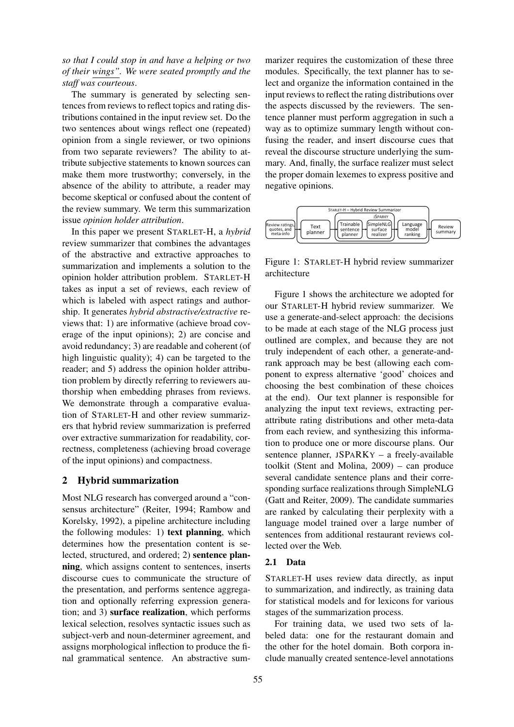*so that I could stop in and have a helping or two of their wings". We were seated promptly and the staff was courteous*.

The summary is generated by selecting sentences from reviews to reflect topics and rating distributions contained in the input review set. Do the two sentences about wings reflect one (repeated) opinion from a single reviewer, or two opinions from two separate reviewers? The ability to attribute subjective statements to known sources can make them more trustworthy; conversely, in the absence of the ability to attribute, a reader may become skeptical or confused about the content of the review summary. We term this summarization issue *opinion holder attribution*.

In this paper we present STARLET-H, a *hybrid* review summarizer that combines the advantages of the abstractive and extractive approaches to summarization and implements a solution to the opinion holder attribution problem. STARLET-H takes as input a set of reviews, each review of which is labeled with aspect ratings and authorship. It generates *hybrid abstractive/extractive* reviews that: 1) are informative (achieve broad coverage of the input opinions); 2) are concise and avoid redundancy; 3) are readable and coherent (of high linguistic quality); 4) can be targeted to the reader; and 5) address the opinion holder attribution problem by directly referring to reviewers authorship when embedding phrases from reviews. We demonstrate through a comparative evaluation of STARLET-H and other review summarizers that hybrid review summarization is preferred over extractive summarization for readability, correctness, completeness (achieving broad coverage of the input opinions) and compactness.

## 2 Hybrid summarization

Most NLG research has converged around a "consensus architecture" (Reiter, 1994; Rambow and Korelsky, 1992), a pipeline architecture including the following modules: 1) **text planning**, which determines how the presentation content is selected, structured, and ordered; 2) **sentence planning**, which assigns content to sentences, inserts discourse cues to communicate the structure of the presentation, and performs sentence aggregation and optionally referring expression generation; and 3) **surface realization**, which performs lexical selection, resolves syntactic issues such as subject-verb and noun-determiner agreement, and assigns morphological inflection to produce the final grammatical sentence. An abstractive summarizer requires the customization of these three modules. Specifically, the text planner has to select and organize the information contained in the input reviews to reflect the rating distributions over the aspects discussed by the reviewers. The sentence planner must perform aggregation in such a way as to optimize summary length without confusing the reader, and insert discourse cues that reveal the discourse structure underlying the summary. And, finally, the surface realizer must select the proper domain lexemes to express positive and negative opinions.

STARLET-H – Hybrid Review Summarizer: Review ratings, quotes, and meta-info → Text planner → [JSPARKY: Trainable sentence planner → SimpleNLG surface realizer] → Language model ranking → Review summary

Figure 1: STARLET-H hybrid review summarizer architecture

Figure 1 shows the architecture we adopted for our STARLET-H hybrid review summarizer. We use a generate-and-select approach: the decisions to be made at each stage of the NLG process just outlined are complex, and because they are not truly independent of each other, a generate-and-rank approach may be best (allowing each component to express alternative 'good' choices and choosing the best combination of these choices at the end). Our text planner is responsible for analyzing the input text reviews, extracting per-attribute rating distributions and other meta-data from each review, and synthesizing this information to produce one or more discourse plans. Our sentence planner, JSPARKY – a freely-available toolkit (Stent and Molina, 2009) – can produce several candidate sentence plans and their corresponding surface realizations through SimpleNLG (Gatt and Reiter, 2009). The candidate summaries are ranked by calculating their perplexity with a language model trained over a large number of sentences from additional restaurant reviews collected over the Web.

### 2.1 Data

STARLET-H uses review data directly, as input to summarization, and indirectly, as training data for statistical models and for lexicons for various stages of the summarization process.

For training data, we used two sets of labeled data: one for the restaurant domain and the other for the hotel domain. Both corpora include manually created sentence-level annotations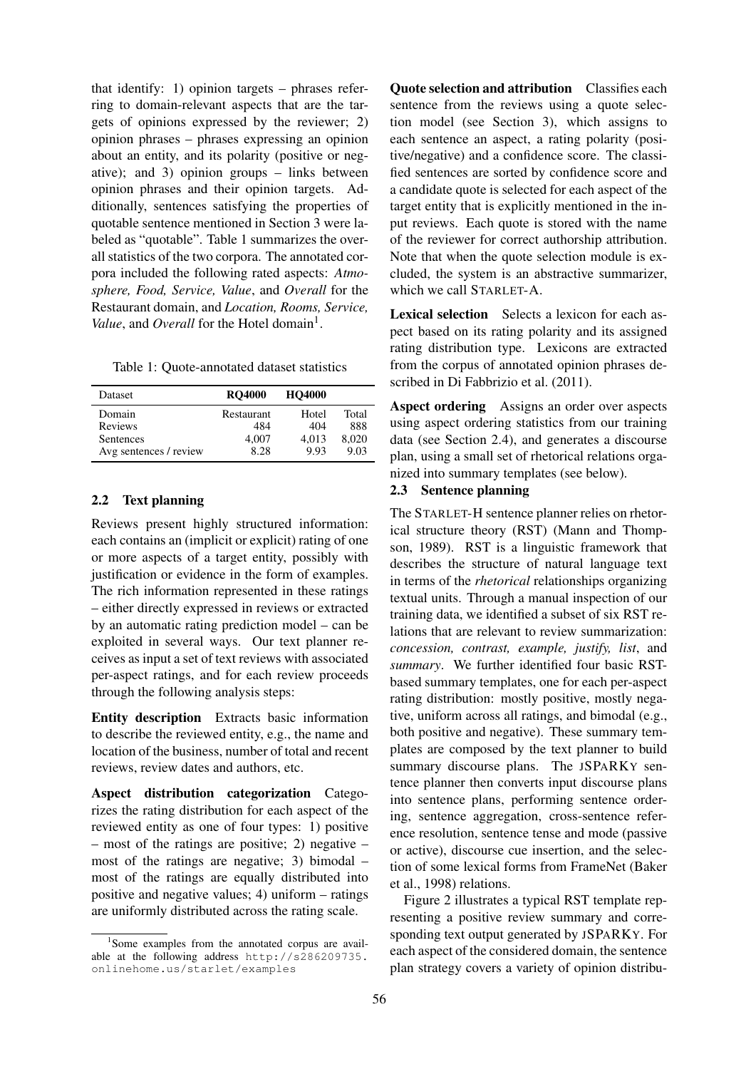that identify: 1) opinion targets – phrases referring to domain-relevant aspects that are the targets of opinions expressed by the reviewer; 2) opinion phrases – phrases expressing an opinion about an entity, and its polarity (positive or negative); and 3) opinion groups – links between opinion phrases and their opinion targets. Additionally, sentences satisfying the properties of quotable sentence mentioned in Section 3 were labeled as "quotable". Table 1 summarizes the overall statistics of the two corpora. The annotated corpora included the following rated aspects: *Atmosphere, Food, Service, Value*, and *Overall* for the Restaurant domain, and *Location, Rooms, Service, Value*, and *Overall* for the Hotel domain[1].

Table 1: Quote-annotated dataset statistics

| Dataset | RQ4000 | HQ4000 | |
|---|---|---|---|
| Domain | Restaurant | Hotel | Total |
| Reviews | 484 | 404 | 888 |
| Sentences | 4,007 | 4,013 | 8,020 |
| Avg sentences / review | 8.28 | 9.93 | 9.03 |

## 2.2 Text planning

Reviews present highly structured information: each contains an (implicit or explicit) rating of one or more aspects of a target entity, possibly with justification or evidence in the form of examples. The rich information represented in these ratings – either directly expressed in reviews or extracted by an automatic rating prediction model – can be exploited in several ways. Our text planner receives as input a set of text reviews with associated per-aspect ratings, and for each review proceeds through the following analysis steps:

**Entity description** Extracts basic information to describe the reviewed entity, e.g., the name and location of the business, number of total and recent reviews, review dates and authors, etc.

**Aspect distribution categorization** Categorizes the rating distribution for each aspect of the reviewed entity as one of four types: 1) positive – most of the ratings are positive; 2) negative – most of the ratings are negative; 3) bimodal – most of the ratings are equally distributed into positive and negative values; 4) uniform – ratings are uniformly distributed across the rating scale.

**Quote selection and attribution** Classifies each sentence from the reviews using a quote selection model (see Section 3), which assigns to each sentence an aspect, a rating polarity (positive/negative) and a confidence score. The classified sentences are sorted by confidence score and a candidate quote is selected for each aspect of the target entity that is explicitly mentioned in the input reviews. Each quote is stored with the name of the reviewer for correct authorship attribution. Note that when the quote selection module is excluded, the system is an abstractive summarizer, which we call STARLET-A.

**Lexical selection** Selects a lexicon for each aspect based on its rating polarity and its assigned rating distribution type. Lexicons are extracted from the corpus of annotated opinion phrases described in Di Fabbrizio et al. (2011).

**Aspect ordering** Assigns an order over aspects using aspect ordering statistics from our training data (see Section 2.4), and generates a discourse plan, using a small set of rhetorical relations organized into summary templates (see below).

## 2.3 Sentence planning

The STARLET-H sentence planner relies on rhetorical structure theory (RST) (Mann and Thompson, 1989). RST is a linguistic framework that describes the structure of natural language text in terms of the *rhetorical* relationships organizing textual units. Through a manual inspection of our training data, we identified a subset of six RST relations that are relevant to review summarization: *concession, contrast, example, justify, list*, and *summary*. We further identified four basic RST-based summary templates, one for each per-aspect rating distribution: mostly positive, mostly negative, uniform across all ratings, and bimodal (e.g., both positive and negative). These summary templates are composed by the text planner to build summary discourse plans. The JSPARKY sentence planner then converts input discourse plans into sentence plans, performing sentence ordering, sentence aggregation, cross-sentence reference resolution, sentence tense and mode (passive or active), discourse cue insertion, and the selection of some lexical forms from FrameNet (Baker et al., 1998) relations.

Figure 2 illustrates a typical RST template representing a positive review summary and corresponding text output generated by JSPARKY. For each aspect of the considered domain, the sentence plan strategy covers a variety of opinion distribu-

[1] Some examples from the annotated corpus are available at the following address http://s286209735.onlinehome.us/starlet/examples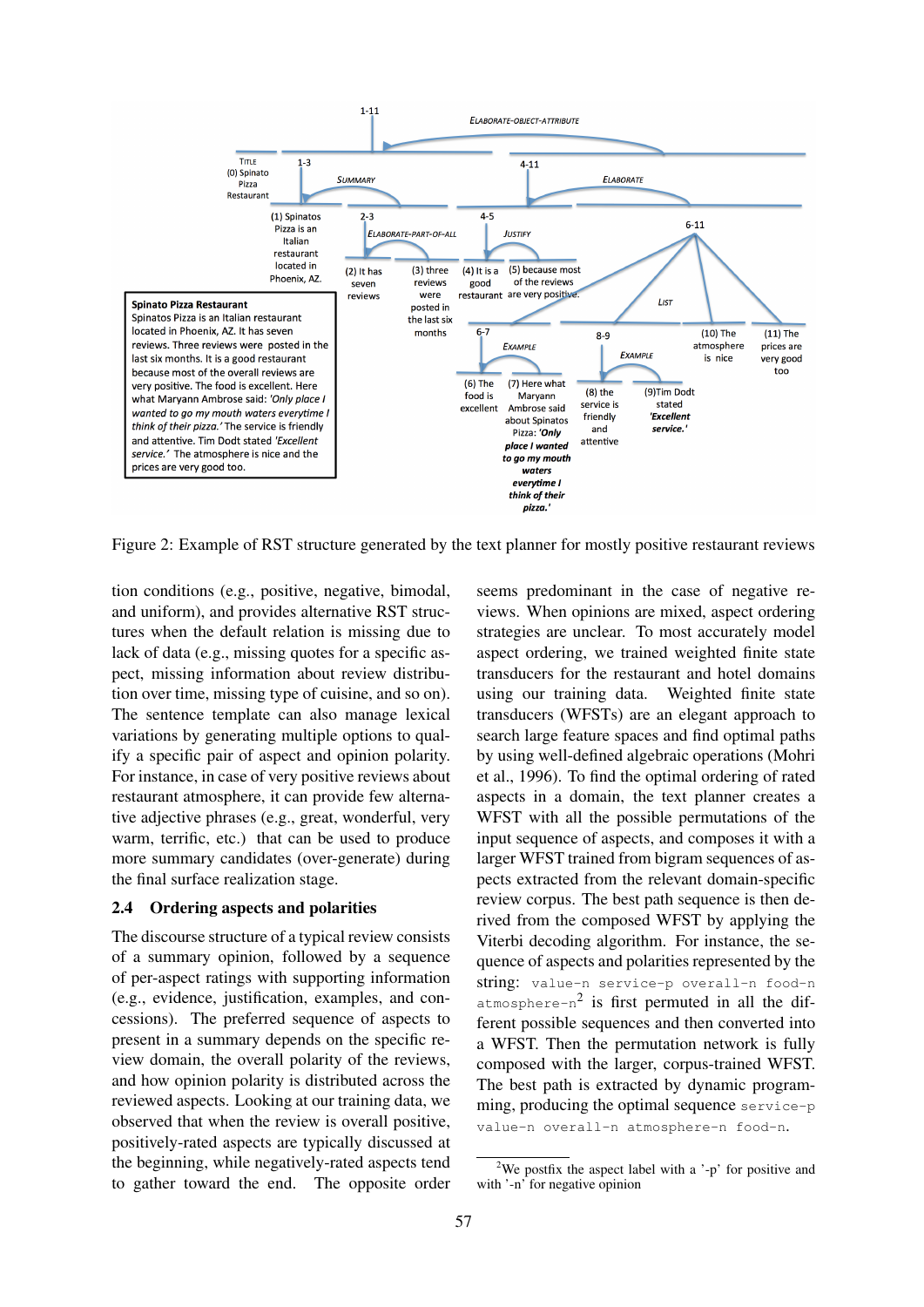Spinato Pizza Restaurant
Spinatos Pizza is an Italian restaurant located in Phoenix, AZ. It has seven reviews. Three reviews were posted in the last six months. It is a good restaurant because most of the overall reviews are very positive. The food is excellent. Here what Maryann Ambrose said: *'Only place I wanted to go my mouth waters everytime I think of their pizza.'* The service is friendly and attentive. Tim Dodt stated *'Excellent service.'* The atmosphere is nice and the prices are very good too.

Figure 2: Example of RST structure generated by the text planner for mostly positive restaurant reviews

tion conditions (e.g., positive, negative, bimodal, and uniform), and provides alternative RST structures when the default relation is missing due to lack of data (e.g., missing quotes for a specific aspect, missing information about review distribution over time, missing type of cuisine, and so on). The sentence template can also manage lexical variations by generating multiple options to qualify a specific pair of aspect and opinion polarity. For instance, in case of very positive reviews about restaurant atmosphere, it can provide few alternative adjective phrases (e.g., great, wonderful, very warm, terrific, etc.) that can be used to produce more summary candidates (over-generate) during the final surface realization stage.

## 2.4 Ordering aspects and polarities

The discourse structure of a typical review consists of a summary opinion, followed by a sequence of per-aspect ratings with supporting information (e.g., evidence, justification, examples, and concessions). The preferred sequence of aspects to present in a summary depends on the specific review domain, the overall polarity of the reviews, and how opinion polarity is distributed across the reviewed aspects. Looking at our training data, we observed that when the review is overall positive, positively-rated aspects are typically discussed at the beginning, while negatively-rated aspects tend to gather toward the end. The opposite order seems predominant in the case of negative reviews. When opinions are mixed, aspect ordering strategies are unclear. To most accurately model aspect ordering, we trained weighted finite state transducers for the restaurant and hotel domains using our training data. Weighted finite state transducers (WFSTs) are an elegant approach to search large feature spaces and find optimal paths by using well-defined algebraic operations (Mohri et al., 1996). To find the optimal ordering of rated aspects in a domain, the text planner creates a WFST with all the possible permutations of the input sequence of aspects, and composes it with a larger WFST trained from bigram sequences of aspects extracted from the relevant domain-specific review corpus. The best path sequence is then derived from the composed WFST by applying the Viterbi decoding algorithm. For instance, the sequence of aspects and polarities represented by the string: `value-p service-p overall-n food-n atmosphere-n`[2] is first permuted in all the different possible sequences and then converted into a WFST. Then the permutation network is fully composed with the larger, corpus-trained WFST. The best path is extracted by dynamic programming, producing the optimal sequence `service-p value-n overall-n atmosphere-n food-n`.

[2] We postfix the aspect label with a '-p' for positive and with '-n' for negative opinion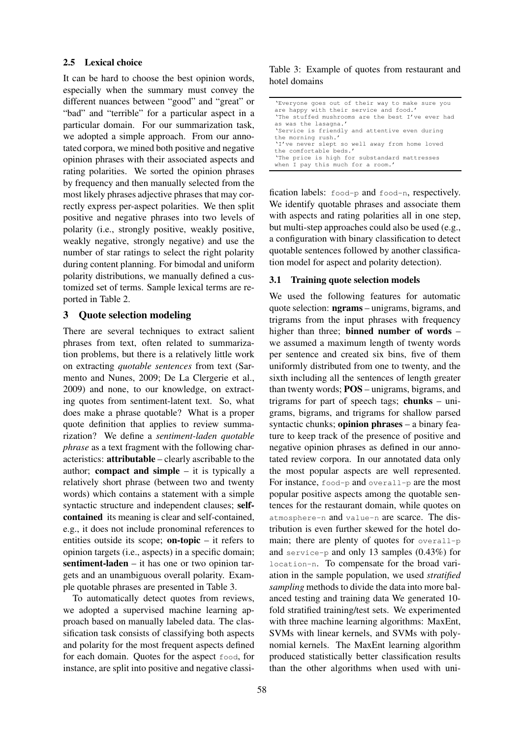### 2.5 Lexical choice

It can be hard to choose the best opinion words, especially when the summary must convey the different nuances between "good" and "great" or "bad" and "terrible" for a particular aspect in a particular domain. For our summarization task, we adopted a simple approach. From our annotated corpora, we mined both positive and negative opinion phrases with their associated aspects and rating polarities. We sorted the opinion phrases by frequency and then manually selected from the most likely phrases adjective phrases that may correctly express per-aspect polarities. We then split positive and negative phrases into two levels of polarity (i.e., strongly positive, weakly positive, weakly negative, strongly negative) and use the number of star ratings to select the right polarity during content planning. For bimodal and uniform polarity distributions, we manually defined a customized set of terms. Sample lexical terms are reported in Table 2.

## 3 Quote selection modeling

There are several techniques to extract salient phrases from text, often related to summarization problems, but there is a relatively little work on extracting *quotable sentences* from text (Sarmento and Nunes, 2009; De La Clergerie et al., 2009) and none, to our knowledge, on extracting quotes from sentiment-latent text. So, what does make a phrase quotable? What is a proper quote definition that applies to review summarization? We define a *sentiment-laden quotable phrase* as a text fragment with the following characteristics: **attributable** – clearly ascribable to the author; **compact and simple** – it is typically a relatively short phrase (between two and twenty words) which contains a statement with a simple syntactic structure and independent clauses; **self-contained** its meaning is clear and self-contained, e.g., it does not include pronominal references to entities outside its scope; **on-topic** – it refers to opinion targets (i.e., aspects) in a specific domain; **sentiment-laden** – it has one or two opinion targets and an unambiguous overall polarity. Example quotable phrases are presented in Table 3.

Table 3: Example of quotes from restaurant and hotel domains

| |
|---|
| 'Everyone goes out of their way to make sure you are happy with their service and food.' |
| 'The stuffed mushrooms are the best I've ever had as was the lasagna.' |
| 'Service is friendly and attentive even during the morning rush.' |
| 'I've never slept so well away from home loved the comfortable beds.' |
| 'The price is high for substandard mattresses when I pay this much for a room.' |

To automatically detect quotes from reviews, we adopted a supervised machine learning approach based on manually labeled data. The classification task consists of classifying both aspects and polarity for the most frequent aspects defined for each domain. Quotes for the aspect `food`, for instance, are split into positive and negative classification labels: `food-p` and `food-n`, respectively. We identify quotable phrases and associate them with aspects and rating polarities all in one step, but multi-step approaches could also be used (e.g., a configuration with binary classification to detect quotable sentences followed by another classification model for aspect and polarity detection).

### 3.1 Training quote selection models

We used the following features for automatic quote selection: **ngrams** – unigrams, bigrams, and trigrams from the input phrases with frequency higher than three; **binned number of words** – we assumed a maximum length of twenty words per sentence and created six bins, five of them uniformly distributed from one to twenty, and the sixth including all the sentences of length greater than twenty words; **POS** – unigrams, bigrams, and trigrams for part of speech tags; **chunks** – unigrams, bigrams, and trigrams for shallow parsed syntactic chunks; **opinion phrases** – a binary feature to keep track of the presence of positive and negative opinion phrases as defined in our annotated review corpora. In our annotated data only the most popular aspects are well represented. For instance, `food-p` and `overall-p` are the most popular positive aspects among the quotable sentences for the restaurant domain, while quotes on `atmosphere-n` and `value-n` are scarce. The distribution is even further skewed for the hotel domain; there are plenty of quotes for `overall-p` and `service-p` and only 13 samples (0.43%) for `location-n`. To compensate for the broad variation in the sample population, we used *stratified sampling* methods to divide the data into more balanced testing and training data We generated 10-fold stratified training/test sets. We experimented with three machine learning algorithms: MaxEnt, SVMs with linear kernels, and SVMs with polynomial kernels. The MaxEnt learning algorithm produced statistically better classification results than the other algorithms when used with uni-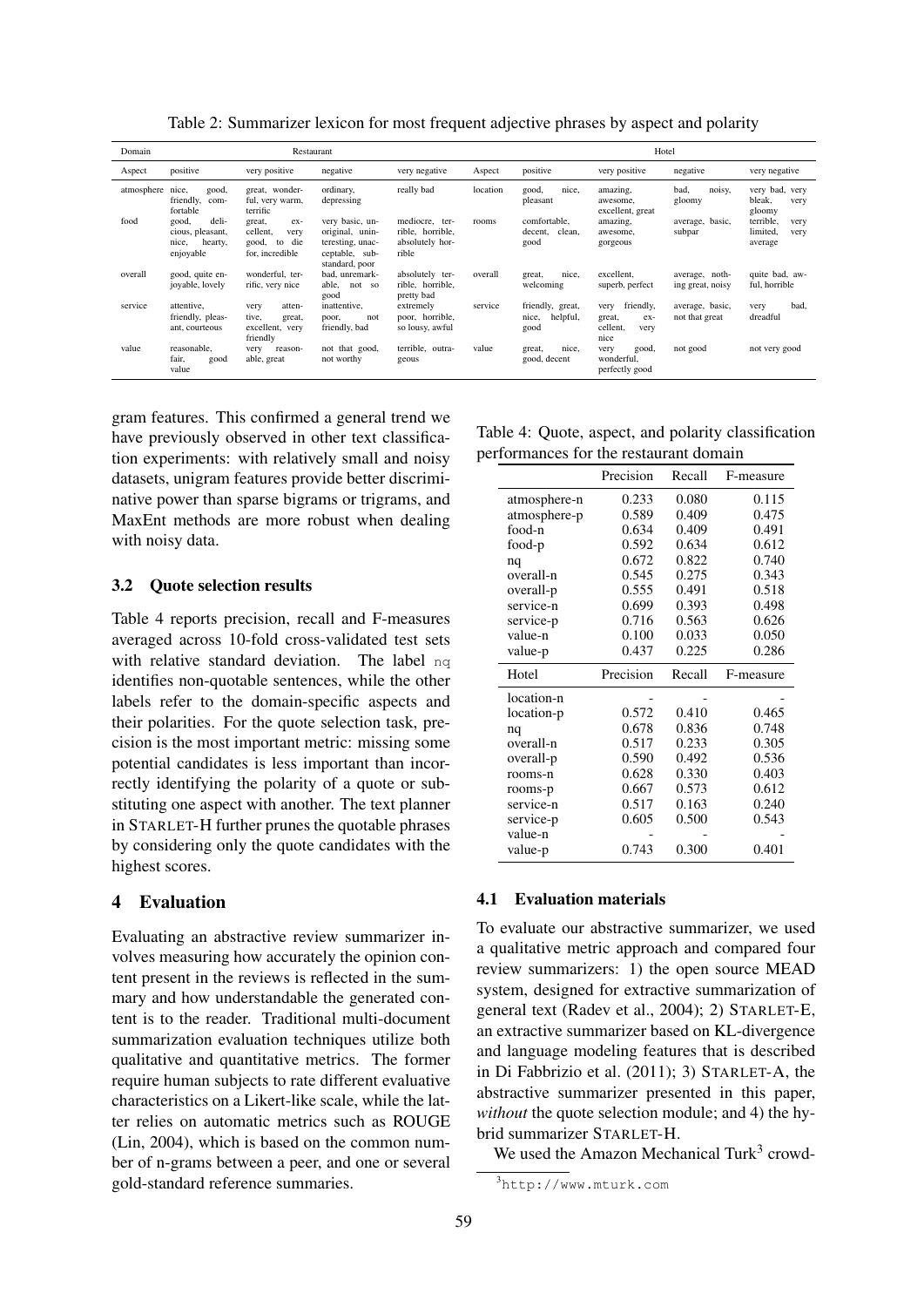Table 2: Summarizer lexicon for most frequent adjective phrases by aspect and polarity

| Domain | Restaurant | | | | Hotel | | | | |
|---|---|---|---|---|---|---|---|---|---|
| Aspect | positive | very positive | negative | very negative | Aspect | positive | very positive | negative | very negative |
| atmosphere | nice, good, friendly, comfortable | great, wonderful, very warm, terrific | ordinary, depressing | really bad | location | good, nice, pleasant | amazing, awesome, excellent, great | bad, noisy, gloomy | very bad, very bleak, very gloomy |
| food | good, delicious, pleasant, nice, hearty, enjoyable | great, excellent, very good, to die for, incredible | very basic, unoriginal, uninteresting, unacceptable, substandard, poor | mediocre, terrible, horrible, absolutely horrible | rooms | comfortable, decent, clean, good | amazing, awesome, gorgeous | average, basic, subpar | terrible, very limited, very average |
| overall | good, quite enjoyable, lovely | wonderful, terrific, very nice | bad, unremarkable, not so good | absolutely terrible, horrible, pretty bad | overall | great, nice, welcoming | excellent, superb, perfect | average, nothing great, noisy | quite bad, awful, horrible |
| service | attentive, friendly, pleasant, courteous | very attentive, great, excellent, very friendly | inattentive, poor, not friendly, bad | extremely poor, horrible, so lousy, awful | service | friendly, great, nice, helpful, good | very friendly, great, excellent, very nice | average, basic, not that great | very bad, dreadful |
| value | reasonable, fair, good value | very reasonable, great | not that good, not worthy | terrible, outrageous | value | great, nice, good, decent | very good, wonderful, perfectly good | not good | not very good |

gram features. This confirmed a general trend we have previously observed in other text classification experiments: with relatively small and noisy datasets, unigram features provide better discriminative power than sparse bigrams or trigrams, and MaxEnt methods are more robust when dealing with noisy data.

### 3.2 Quote selection results

Table 4 reports precision, recall and F-measures averaged across 10-fold cross-validated test sets with relative standard deviation. The label nq identifies non-quotable sentences, while the other labels refer to the domain-specific aspects and their polarities. For the quote selection task, precision is the most important metric: missing some potential candidates is less important than incorrectly identifying the polarity of a quote or substituting one aspect with another. The text planner in STARLET-H further prunes the quotable phrases by considering only the quote candidates with the highest scores.

Table 4: Quote, aspect, and polarity classification performances for the restaurant domain

| | Precision | Recall | F-measure |
|---|---|---|---|
| atmosphere-n | 0.233 | 0.080 | 0.115 |
| atmosphere-p | 0.589 | 0.409 | 0.475 |
| food-n | 0.634 | 0.409 | 0.491 |
| food-p | 0.592 | 0.634 | 0.612 |
| nq | 0.672 | 0.822 | 0.740 |
| overall-n | 0.545 | 0.275 | 0.343 |
| overall-p | 0.555 | 0.491 | 0.518 |
| service-n | 0.699 | 0.393 | 0.498 |
| service-p | 0.716 | 0.563 | 0.626 |
| value-n | 0.100 | 0.033 | 0.050 |
| value-p | 0.437 | 0.225 | 0.286 |
| Hotel | Precision | Recall | F-measure |
| location-n | - | - | - |
| location-p | 0.572 | 0.410 | 0.465 |
| nq | 0.678 | 0.836 | 0.748 |
| overall-n | 0.517 | 0.233 | 0.305 |
| overall-p | 0.590 | 0.492 | 0.536 |
| rooms-n | 0.628 | 0.330 | 0.403 |
| rooms-p | 0.667 | 0.573 | 0.612 |
| service-n | 0.517 | 0.163 | 0.240 |
| service-p | 0.605 | 0.500 | 0.543 |
| value-n | - | - | - |
| value-p | 0.743 | 0.300 | 0.401 |

## 4 Evaluation

Evaluating an abstractive review summarizer involves measuring how accurately the opinion content present in the reviews is reflected in the summary and how understandable the generated content is to the reader. Traditional multi-document summarization evaluation techniques utilize both qualitative and quantitative metrics. The former require human subjects to rate different evaluative characteristics on a Likert-like scale, while the latter relies on automatic metrics such as ROUGE (Lin, 2004), which is based on the common number of n-grams between a peer, and one or several gold-standard reference summaries.

### 4.1 Evaluation materials

To evaluate our abstractive summarizer, we used a qualitative metric approach and compared four review summarizers: 1) the open source MEAD system, designed for extractive summarization of general text (Radev et al., 2004); 2) STARLET-E, an extractive summarizer based on KL-divergence and language modeling features that is described in Di Fabbrizio et al. (2011); 3) STARLET-A, the abstractive summarizer presented in this paper, *without* the quote selection module; and 4) the hybrid summarizer STARLET-H.

We used the Amazon Mechanical Turk[3] crowd-

[3] http://www.mturk.com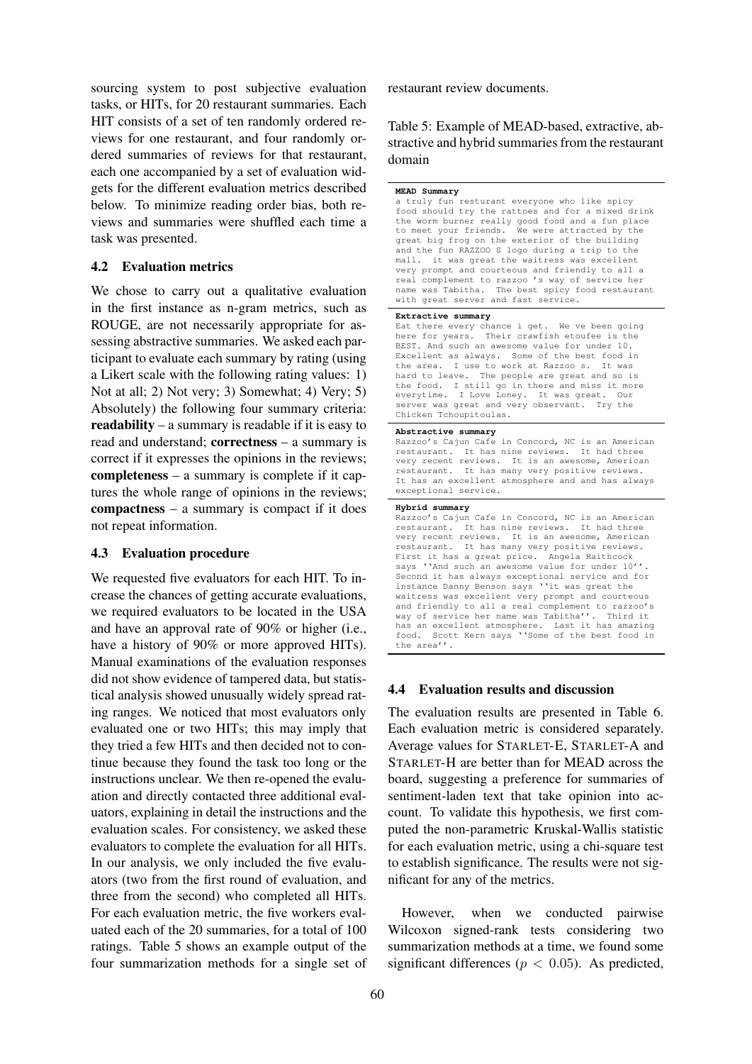sourcing system to post subjective evaluation tasks, or HITs, for 20 restaurant summaries. Each HIT consists of a set of ten randomly ordered reviews for one restaurant, and four randomly ordered summaries of reviews for that restaurant, each one accompanied by a set of evaluation widgets for the different evaluation metrics described below. To minimize reading order bias, both reviews and summaries were shuffled each time a task was presented.

### 4.2 Evaluation metrics

We chose to carry out a qualitative evaluation in the first instance as n-gram metrics, such as ROUGE, are not necessarily appropriate for assessing abstractive summaries. We asked each participant to evaluate each summary by rating (using a Likert scale with the following rating values: 1) Not at all; 2) Not very; 3) Somewhat; 4) Very; 5) Absolutely) the following four summary criteria: **readability** – a summary is readable if it is easy to read and understand; **correctness** – a summary is correct if it expresses the opinions in the reviews; **completeness** – a summary is complete if it captures the whole range of opinions in the reviews; **compactness** – a summary is compact if it does not repeat information.

### 4.3 Evaluation procedure

We requested five evaluators for each HIT. To increase the chances of getting accurate evaluations, we required evaluators to be located in the USA and have an approval rate of 90% or higher (i.e., have a history of 90% or more approved HITs). Manual examinations of the evaluation responses did not show evidence of tampered data, but statistical analysis showed unusually widely spread rating ranges. We noticed that most evaluators only evaluated one or two HITs; this may imply that they tried a few HITs and then decided not to continue because they found the task too long or the instructions unclear. We then re-opened the evaluation and directly contacted three additional evaluators, explaining in detail the instructions and the evaluation scales. For consistency, we asked these evaluators to complete the evaluation for all HITs. In our analysis, we only included the five evaluators (two from the first round of evaluation, and three from the second) who completed all HITs. For each evaluation metric, the five workers evaluated each of the 20 summaries, for a total of 100 ratings. Table 5 shows an example output of the four summarization methods for a single set of restaurant review documents.

Table 5: Example of MEAD-based, extractive, abstractive and hybrid summaries from the restaurant domain

| |
|---|
| **MEAD Summary**<br>a truly fun resturant everyone who like spicy food should try the rattoes and for a mixed drink the worm burner really good food and a fun place to meet your friends. We were attracted by the great big frog on the exterior of the building and the fun RAZZOO S logo during a trip to the mall. it was great the waitress was excellent very prompt and courteous and friendly to all a real complement to razzoo 's way of service her name was Tabitha. The best spicy food restaurant with great server and fast service. |
| **Extractive summary**<br>Eat there every chance i get. We ve been going here for years. Their crawfish etoufee is the BEST. And such an awesome value for under 10. Excellent as always. Some of the best food in the area. I use to work at Razzoo s. It was hard to leave. The people are great and so is the food. I still go in there and miss it more everytime. I Love Loney. It was great. Our server was great and very observant. Try the Chicken Tchoupitoulas. |
| **Abstractive summary**<br>Razzoo's Cajun Cafe in Concord, NC is an American restaurant. It has nine reviews. It had three very recent reviews. It is an awesome, American restaurant. It has many very positive reviews. It has an excellent atmosphere and and has always exceptional service. |
| **Hybrid summary**<br>Razzoo's Cajun Cafe in Concord, NC is an American restaurant. It has nine reviews. It had three very recent reviews. It is an awesome, American restaurant. It has many very positive reviews. First it has a great price. Angela Haithcock says ''And such an awesome value for under 10''. Second it has always exceptional service and for instance Danny Benson says ''it was great the waitress was excellent very prompt and courteous and friendly to all a real complement to razzoo's way of service her name was Tabitha''. Third it has an excellent atmosphere. Last it has amazing food. Scott Kern says ''Some of the best food in the area''. |

### 4.4 Evaluation results and discussion

The evaluation results are presented in Table 6. Each evaluation metric is considered separately. Average values for STARLET-E, STARLET-A and STARLET-H are better than for MEAD across the board, suggesting a preference for summaries of sentiment-laden text that take opinion into account. To validate this hypothesis, we first computed the non-parametric Kruskal-Wallis statistic for each evaluation metric, using a chi-square test to establish significance. The results were not significant for any of the metrics.

However, when we conducted pairwise Wilcoxon signed-rank tests considering two summarization methods at a time, we found some significant differences ($p < 0.05$). As predicted,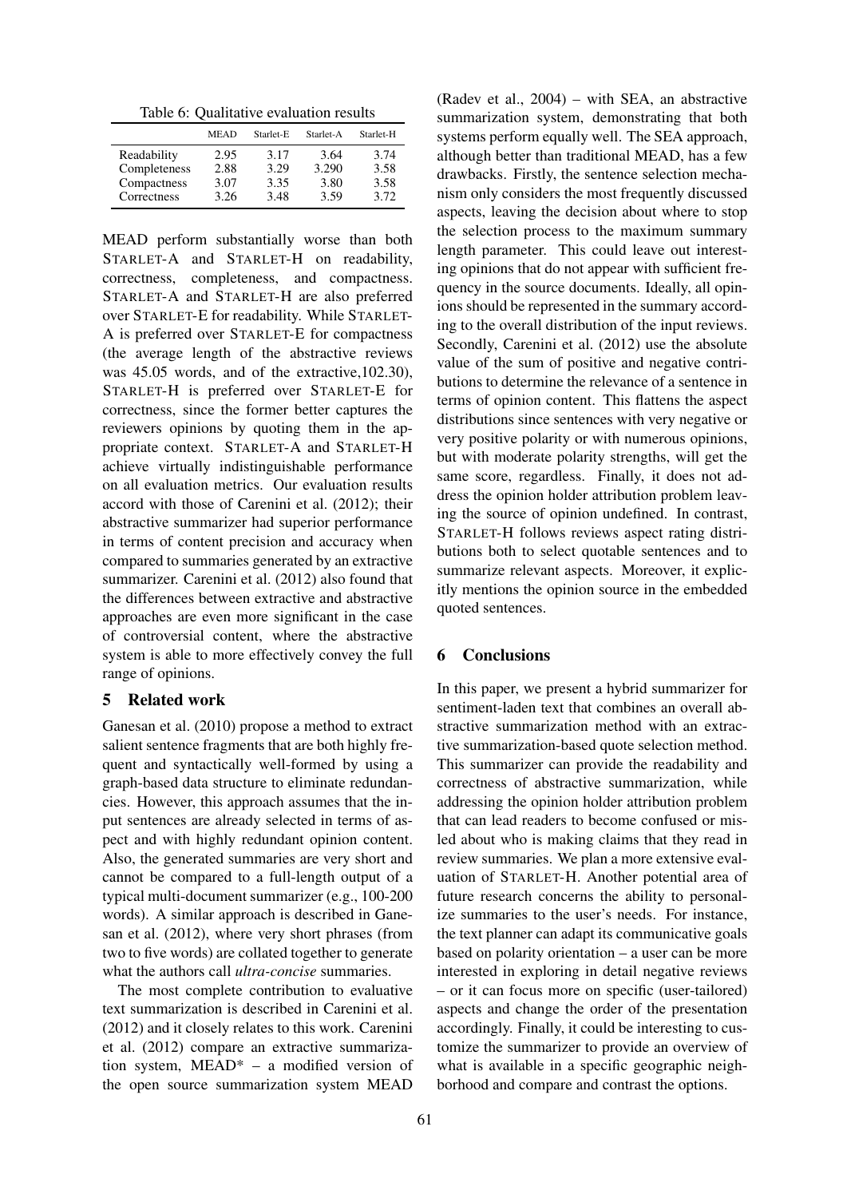Table 6: Qualitative evaluation results

| | MEAD | Starlet-E | Starlet-A | Starlet-H |
|---|---|---|---|---|
| Readability | 2.95 | 3.17 | 3.64 | 3.74 |
| Completeness | 2.88 | 3.29 | 3.290 | 3.58 |
| Compactness | 3.07 | 3.35 | 3.80 | 3.58 |
| Correctness | 3.26 | 3.48 | 3.59 | 3.72 |

MEAD perform substantially worse than both STARLET-A and STARLET-H on readability, correctness, completeness, and compactness. STARLET-A and STARLET-H are also preferred over STARLET-E for readability. While STARLET-A is preferred over STARLET-E for compactness (the average length of the abstractive reviews was 45.05 words, and of the extractive,102.30), STARLET-H is preferred over STARLET-E for correctness, since the former better captures the reviewers opinions by quoting them in the appropriate context. STARLET-A and STARLET-H achieve virtually indistinguishable performance on all evaluation metrics. Our evaluation results accord with those of Carenini et al. (2012); their abstractive summarizer had superior performance in terms of content precision and accuracy when compared to summaries generated by an extractive summarizer. Carenini et al. (2012) also found that the differences between extractive and abstractive approaches are even more significant in the case of controversial content, where the abstractive system is able to more effectively convey the full range of opinions.

## 5 Related work

Ganesan et al. (2010) propose a method to extract salient sentence fragments that are both highly frequent and syntactically well-formed by using a graph-based data structure to eliminate redundancies. However, this approach assumes that the input sentences are already selected in terms of aspect and with highly redundant opinion content. Also, the generated summaries are very short and cannot be compared to a full-length output of a typical multi-document summarizer (e.g., 100-200 words). A similar approach is described in Ganesan et al. (2012), where very short phrases (from two to five words) are collated together to generate what the authors call *ultra-concise* summaries.

The most complete contribution to evaluative text summarization is described in Carenini et al. (2012) and it closely relates to this work. Carenini et al. (2012) compare an extractive summarization system, MEAD* – a modified version of the open source summarization system MEAD (Radev et al., 2004) – with SEA, an abstractive summarization system, demonstrating that both systems perform equally well. The SEA approach, although better than traditional MEAD, has a few drawbacks. Firstly, the sentence selection mechanism only considers the most frequently discussed aspects, leaving the decision about where to stop the selection process to the maximum summary length parameter. This could leave out interesting opinions that do not appear with sufficient frequency in the source documents. Ideally, all opinions should be represented in the summary according to the overall distribution of the input reviews. Secondly, Carenini et al. (2012) use the absolute value of the sum of positive and negative contributions to determine the relevance of a sentence in terms of opinion content. This flattens the aspect distributions since sentences with very negative or very positive polarity or with numerous opinions, but with moderate polarity strengths, will get the same score, regardless. Finally, it does not address the opinion holder attribution problem leaving the source of opinion undefined. In contrast, STARLET-H follows reviews aspect rating distributions both to select quotable sentences and to summarize relevant aspects. Moreover, it explicitly mentions the opinion source in the embedded quoted sentences.

## 6 Conclusions

In this paper, we present a hybrid summarizer for sentiment-laden text that combines an overall abstractive summarization method with an extractive summarization-based quote selection method. This summarizer can provide the readability and correctness of abstractive summarization, while addressing the opinion holder attribution problem that can lead readers to become confused or misled about who is making claims that they read in review summaries. We plan a more extensive evaluation of STARLET-H. Another potential area of future research concerns the ability to personalize summaries to the user's needs. For instance, the text planner can adapt its communicative goals based on polarity orientation – a user can be more interested in exploring in detail negative reviews – or it can focus more on specific (user-tailored) aspects and change the order of the presentation accordingly. Finally, it could be interesting to customize the summarizer to provide an overview of what is available in a specific geographic neighborhood and compare and contrast the options.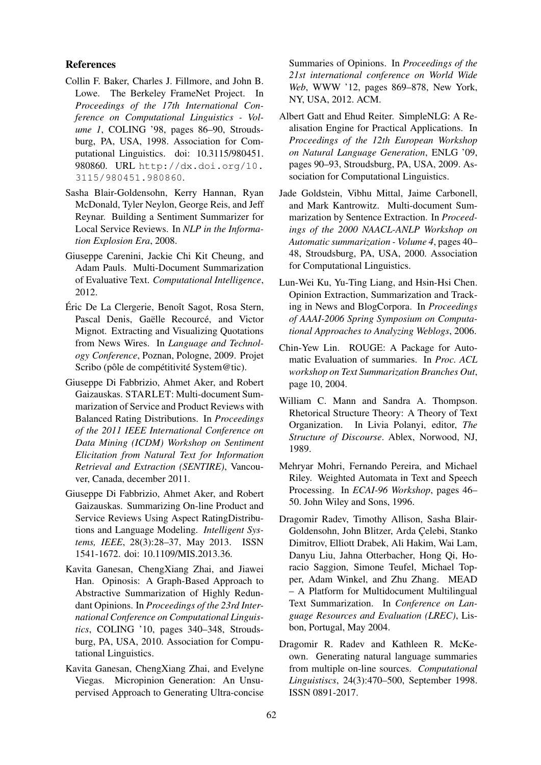## References

Collin F. Baker, Charles J. Fillmore, and John B. Lowe. The Berkeley FrameNet Project. In *Proceedings of the 17th International Conference on Computational Linguistics - Volume 1*, COLING '98, pages 86–90, Stroudsburg, PA, USA, 1998. Association for Computational Linguistics. doi: 10.3115/980451.980860. URL http://dx.doi.org/10.3115/980451.980860.

Sasha Blair-Goldensohn, Kerry Hannan, Ryan McDonald, Tyler Neylon, George Reis, and Jeff Reynar. Building a Sentiment Summarizer for Local Service Reviews. In *NLP in the Information Explosion Era*, 2008.

Giuseppe Carenini, Jackie Chi Kit Cheung, and Adam Pauls. Multi-Document Summarization of Evaluative Text. *Computational Intelligence*, 2012.

Éric De La Clergerie, Benoît Sagot, Rosa Stern, Pascal Denis, Gaëlle Recourcé, and Victor Mignot. Extracting and Visualizing Quotations from News Wires. In *Language and Technology Conference*, Poznan, Pologne, 2009. Projet Scribo (pôle de compétitivité System@tic).

Giuseppe Di Fabbrizio, Ahmet Aker, and Robert Gaizauskas. STARLET: Multi-document Summarization of Service and Product Reviews with Balanced Rating Distributions. In *Proceedings of the 2011 IEEE International Conference on Data Mining (ICDM) Workshop on Sentiment Elicitation from Natural Text for Information Retrieval and Extraction (SENTIRE)*, Vancouver, Canada, december 2011.

Giuseppe Di Fabbrizio, Ahmet Aker, and Robert Gaizauskas. Summarizing On-line Product and Service Reviews Using Aspect RatingDistributions and Language Modeling. *Intelligent Systems, IEEE*, 28(3):28–37, May 2013. ISSN 1541-1672. doi: 10.1109/MIS.2013.36.

Kavita Ganesan, ChengXiang Zhai, and Jiawei Han. Opinosis: A Graph-Based Approach to Abstractive Summarization of Highly Redundant Opinions. In *Proceedings of the 23rd International Conference on Computational Linguistics*, COLING '10, pages 340–348, Stroudsburg, PA, USA, 2010. Association for Computational Linguistics.

Kavita Ganesan, ChengXiang Zhai, and Evelyne Viegas. Micropinion Generation: An Unsupervised Approach to Generating Ultra-concise Summaries of Opinions. In *Proceedings of the 21st international conference on World Wide Web*, WWW '12, pages 869–878, New York, NY, USA, 2012. ACM.

Albert Gatt and Ehud Reiter. SimpleNLG: A Realisation Engine for Practical Applications. In *Proceedings of the 12th European Workshop on Natural Language Generation*, ENLG '09, pages 90–93, Stroudsburg, PA, USA, 2009. Association for Computational Linguistics.

Jade Goldstein, Vibhu Mittal, Jaime Carbonell, and Mark Kantrowitz. Multi-document Summarization by Sentence Extraction. In *Proceedings of the 2000 NAACL-ANLP Workshop on Automatic summarization - Volume 4*, pages 40–48, Stroudsburg, PA, USA, 2000. Association for Computational Linguistics.

Lun-Wei Ku, Yu-Ting Liang, and Hsin-Hsi Chen. Opinion Extraction, Summarization and Tracking in News and BlogCorpora. In *Proceedings of AAAI-2006 Spring Symposium on Computational Approaches to Analyzing Weblogs*, 2006.

Chin-Yew Lin. ROUGE: A Package for Automatic Evaluation of summaries. In *Proc. ACL workshop on Text Summarization Branches Out*, page 10, 2004.

William C. Mann and Sandra A. Thompson. Rhetorical Structure Theory: A Theory of Text Organization. In Livia Polanyi, editor, *The Structure of Discourse*. Ablex, Norwood, NJ, 1989.

Mehryar Mohri, Fernando Pereira, and Michael Riley. Weighted Automata in Text and Speech Processing. In *ECAI-96 Workshop*, pages 46–50. John Wiley and Sons, 1996.

Dragomir Radev, Timothy Allison, Sasha Blair-Goldensohn, John Blitzer, Arda Çelebi, Stanko Dimitrov, Elliott Drabek, Ali Hakim, Wai Lam, Danyu Liu, Jahna Otterbacher, Hong Qi, Horacio Saggion, Simone Teufel, Michael Topper, Adam Winkel, and Zhu Zhang. MEAD – A Platform for Multidocument Multilingual Text Summarization. In *Conference on Language Resources and Evaluation (LREC)*, Lisbon, Portugal, May 2004.

Dragomir R. Radev and Kathleen R. McKeown. Generating natural language summaries from multiple on-line sources. *Computational Linguistiscs*, 24(3):470–500, September 1998. ISSN 0891-2017.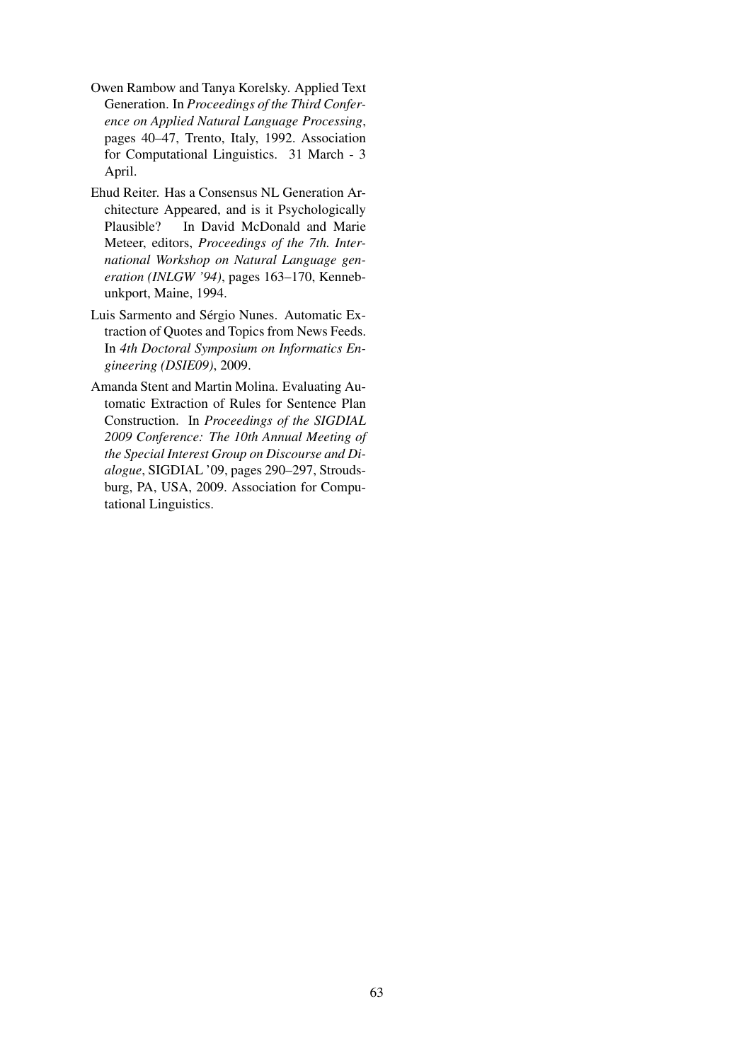Owen Rambow and Tanya Korelsky. Applied Text Generation. In *Proceedings of the Third Conference on Applied Natural Language Processing*, pages 40–47, Trento, Italy, 1992. Association for Computational Linguistics. 31 March - 3 April.

Ehud Reiter. Has a Consensus NL Generation Architecture Appeared, and is it Psychologically Plausible? In David McDonald and Marie Meteer, editors, *Proceedings of the 7th. International Workshop on Natural Language generation (INLGW '94)*, pages 163–170, Kennebunkport, Maine, 1994.

Luis Sarmento and Sérgio Nunes. Automatic Extraction of Quotes and Topics from News Feeds. In *4th Doctoral Symposium on Informatics Engineering (DSIE09)*, 2009.

Amanda Stent and Martin Molina. Evaluating Automatic Extraction of Rules for Sentence Plan Construction. In *Proceedings of the SIGDIAL 2009 Conference: The 10th Annual Meeting of the Special Interest Group on Discourse and Dialogue*, SIGDIAL '09, pages 290–297, Stroudsburg, PA, USA, 2009. Association for Computational Linguistics.